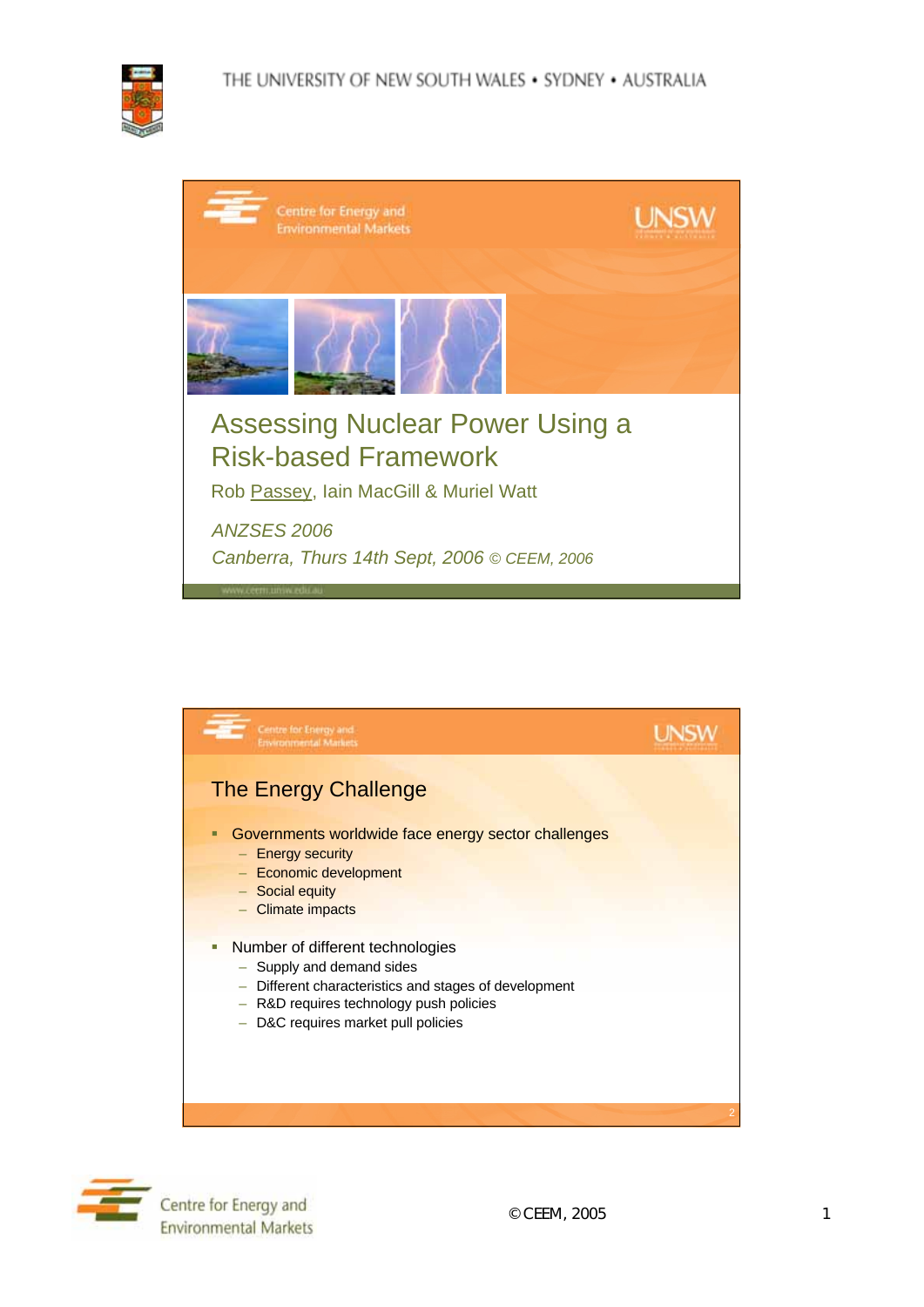# Assessing Nuclear Power Using a Risk-based Framework

Rob Passey, Iain MacGill & Muriel Watt

*ANZSES 2006*

*Canberra, Thurs 14th Sept, 2006* © CEEM, 2006

## The Energy Challenge

- Governments worldwide face energy sector challenges
  - Energy security
  - Economic development
  - Social equity
  - Climate impacts
- Number of different technologies
  - Supply and demand sides
  - Different characteristics and stages of development
  - R&D requires technology push policies
  - D&C requires market pull policies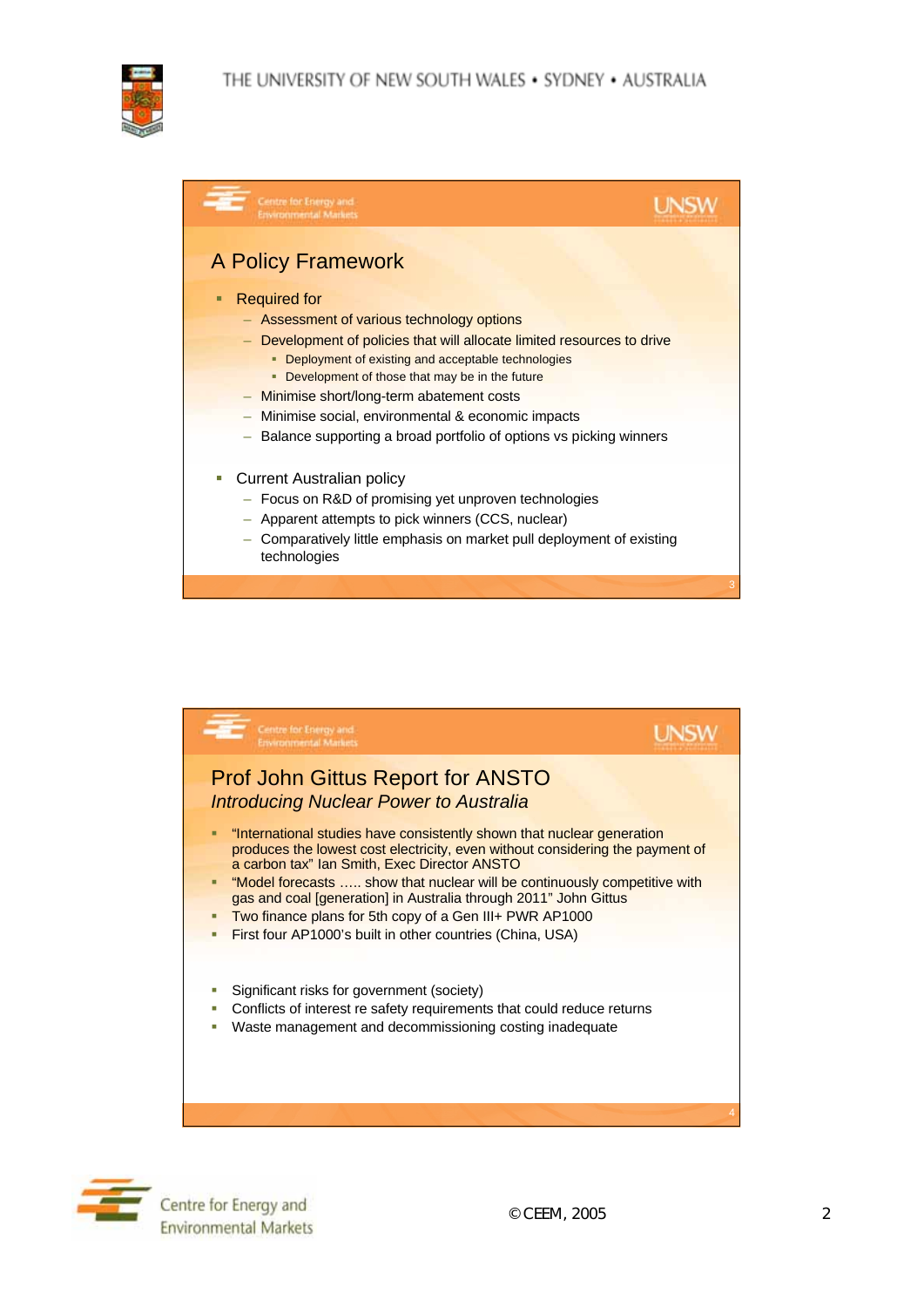## A Policy Framework

- Required for
  - Assessment of various technology options
  - Development of policies that will allocate limited resources to drive
    - Deployment of existing and acceptable technologies
    - Development of those that may be in the future
  - Minimise short/long-term abatement costs
  - Minimise social, environmental & economic impacts
  - Balance supporting a broad portfolio of options vs picking winners

- Current Australian policy
  - Focus on R&D of promising yet unproven technologies
  - Apparent attempts to pick winners (CCS, nuclear)
  - Comparatively little emphasis on market pull deployment of existing technologies

## Prof John Gittus Report for ANSTO

*Introducing Nuclear Power to Australia*

- "International studies have consistently shown that nuclear generation produces the lowest cost electricity, even without considering the payment of a carbon tax" Ian Smith, Exec Director ANSTO
- "Model forecasts ….. show that nuclear will be continuously competitive with gas and coal [generation] in Australia through 2011" John Gittus
- Two finance plans for 5th copy of a Gen III+ PWR AP1000
- First four AP1000's built in other countries (China, USA)

- Significant risks for government (society)
- Conflicts of interest re safety requirements that could reduce returns
- Waste management and decommissioning costing inadequate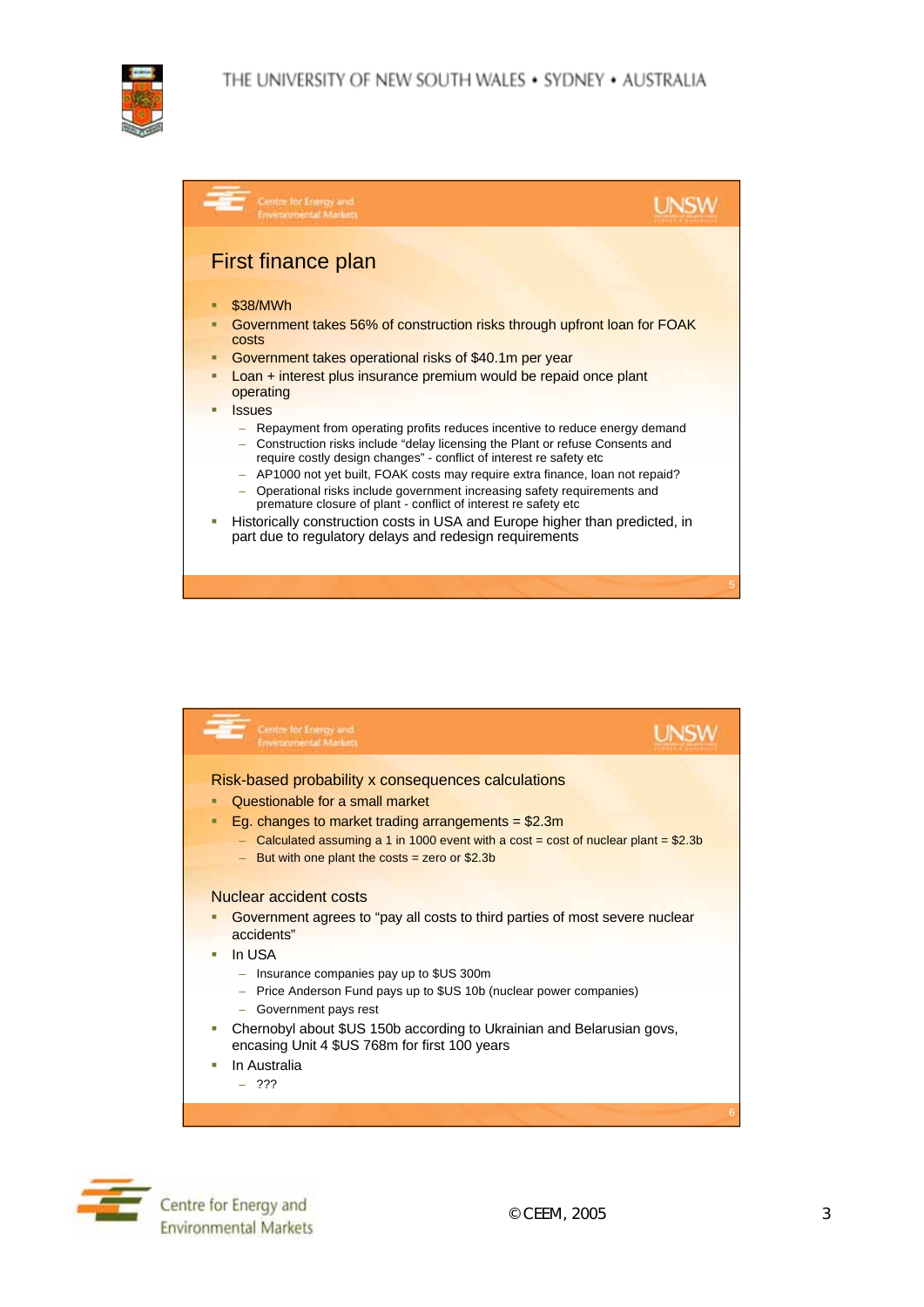## First finance plan

- $38/MWh
- Government takes 56% of construction risks through upfront loan for FOAK costs
- Government takes operational risks of $40.1m per year
- Loan + interest plus insurance premium would be repaid once plant operating
- Issues
  - Repayment from operating profits reduces incentive to reduce energy demand
  - Construction risks include “delay licensing the Plant or refuse Consents and require costly design changes” - conflict of interest re safety etc
  - AP1000 not yet built, FOAK costs may require extra finance, loan not repaid?
  - Operational risks include government increasing safety requirements and premature closure of plant - conflict of interest re safety etc
- Historically construction costs in USA and Europe higher than predicted, in part due to regulatory delays and redesign requirements

### Risk-based probability x consequences calculations

- Questionable for a small market
- Eg. changes to market trading arrangements = $2.3m
  - Calculated assuming a 1 in 1000 event with a cost = cost of nuclear plant = $2.3b
  - But with one plant the costs = zero or $2.3b

### Nuclear accident costs

- Government agrees to “pay all costs to third parties of most severe nuclear accidents”
- In USA
  - Insurance companies pay up to $US 300m
  - Price Anderson Fund pays up to $US 10b (nuclear power companies)
  - Government pays rest
- Chernobyl about $US 150b according to Ukrainian and Belarusian govs, encasing Unit 4 $US 768m for first 100 years
- In Australia
  - ???

© CEEM, 2005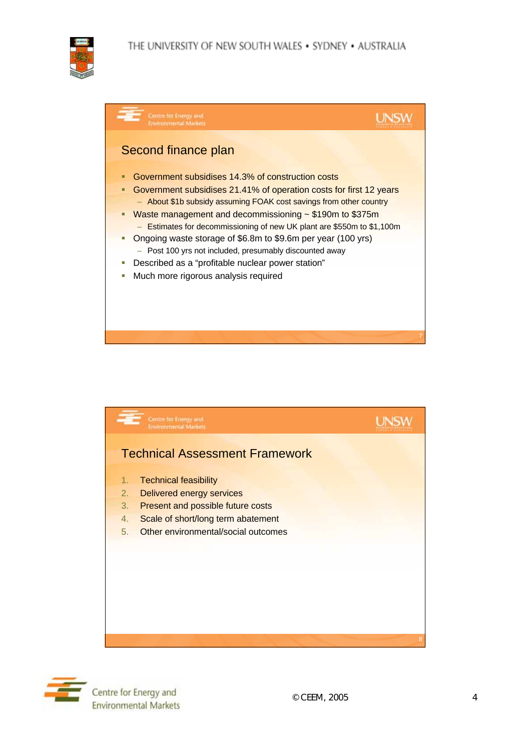## Second finance plan

- Government subsidises 14.3% of construction costs
- Government subsidises 21.41% of operation costs for first 12 years
  - About $1b subsidy assuming FOAK cost savings from other country
- Waste management and decommissioning ~ $190m to $375m
  - Estimates for decommissioning of new UK plant are $550m to $1,100m
- Ongoing waste storage of $6.8m to $9.6m per year (100 yrs)
  - Post 100 yrs not included, presumably discounted away
- Described as a “profitable nuclear power station”
- Much more rigorous analysis required

## Technical Assessment Framework

1. Technical feasibility
2. Delivered energy services
3. Present and possible future costs
4. Scale of short/long term abatement
5. Other environmental/social outcomes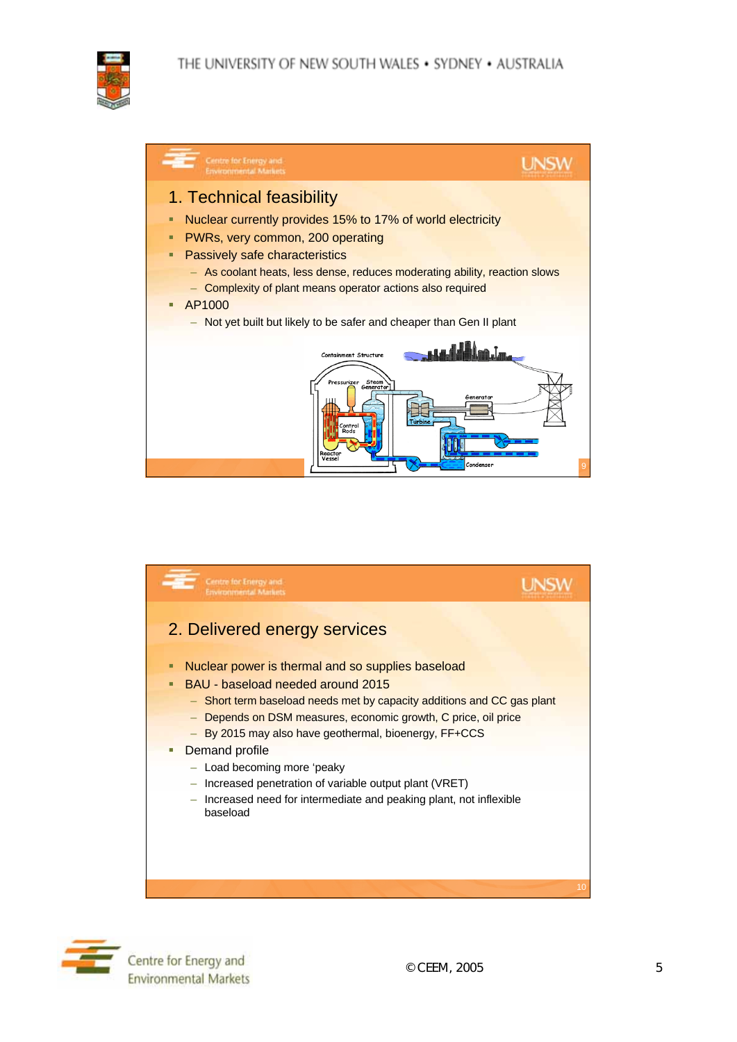## 1. Technical feasibility

- Nuclear currently provides 15% to 17% of world electricity
- PWRs, very common, 200 operating
- Passively safe characteristics
  - As coolant heats, less dense, reduces moderating ability, reaction slows
  - Complexity of plant means operator actions also required
- AP1000
  - Not yet built but likely to be safer and cheaper than Gen II plant

## 2. Delivered energy services

- Nuclear power is thermal and so supplies baseload
- BAU - baseload needed around 2015
  - Short term baseload needs met by capacity additions and CC gas plant
  - Depends on DSM measures, economic growth, C price, oil price
  - By 2015 may also have geothermal, bioenergy, FF+CCS
- Demand profile
  - Load becoming more 'peaky
  - Increased penetration of variable output plant (VRET)
  - Increased need for intermediate and peaking plant, not inflexible baseload

© CEEM, 2005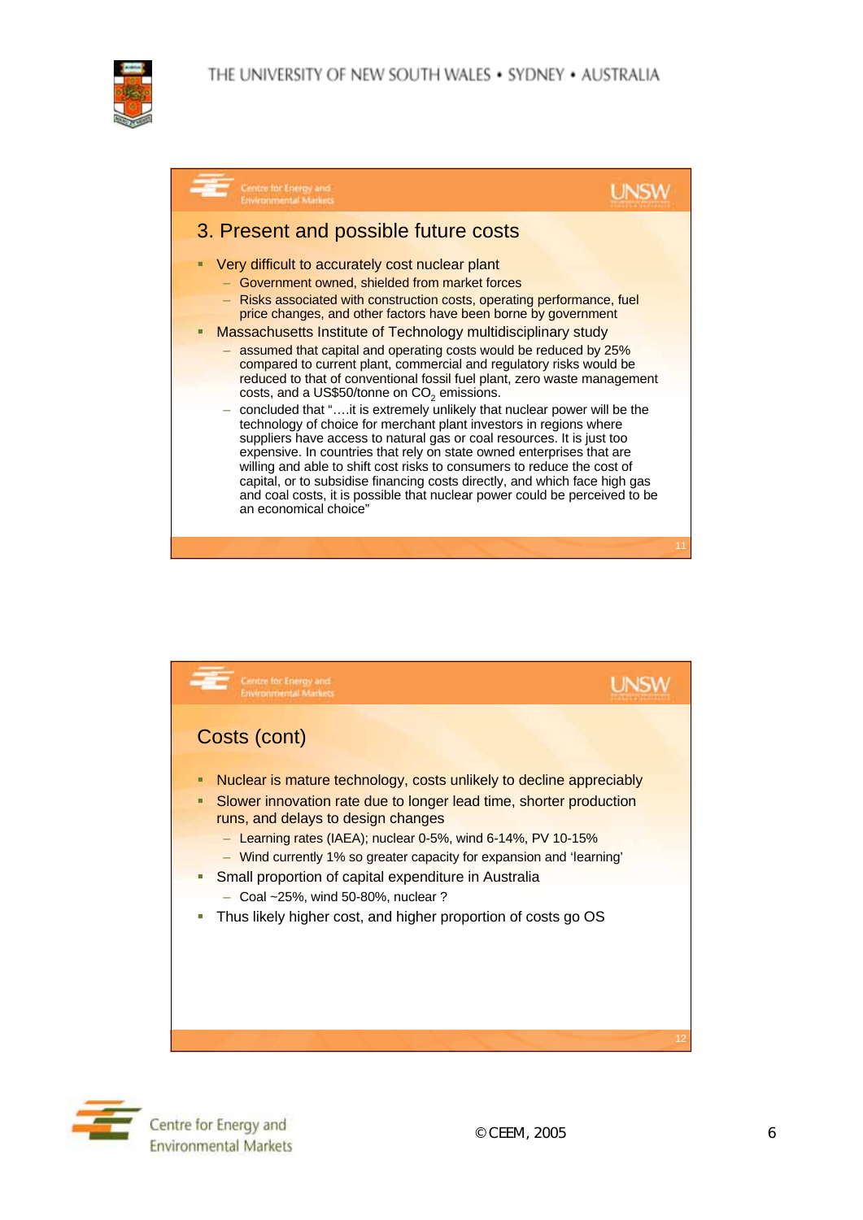## 3. Present and possible future costs

- Very difficult to accurately cost nuclear plant
  - Government owned, shielded from market forces
  - Risks associated with construction costs, operating performance, fuel price changes, and other factors have been borne by government
- Massachusetts Institute of Technology multidisciplinary study
  - assumed that capital and operating costs would be reduced by 25% compared to current plant, commercial and regulatory risks would be reduced to that of conventional fossil fuel plant, zero waste management costs, and a US$50/tonne on $CO_2$ emissions.
  - concluded that "….it is extremely unlikely that nuclear power will be the technology of choice for merchant plant investors in regions where suppliers have access to natural gas or coal resources. It is just too expensive. In countries that rely on state owned enterprises that are willing and able to shift cost risks to consumers to reduce the cost of capital, or to subsidise financing costs directly, and which face high gas and coal costs, it is possible that nuclear power could be perceived to be an economical choice"

## Costs (cont)

- Nuclear is mature technology, costs unlikely to decline appreciably
- Slower innovation rate due to longer lead time, shorter production runs, and delays to design changes
  - Learning rates (IAEA); nuclear 0-5%, wind 6-14%, PV 10-15%
  - Wind currently 1% so greater capacity for expansion and 'learning'
- Small proportion of capital expenditure in Australia
  - Coal ~25%, wind 50-80%, nuclear ?
- Thus likely higher cost, and higher proportion of costs go OS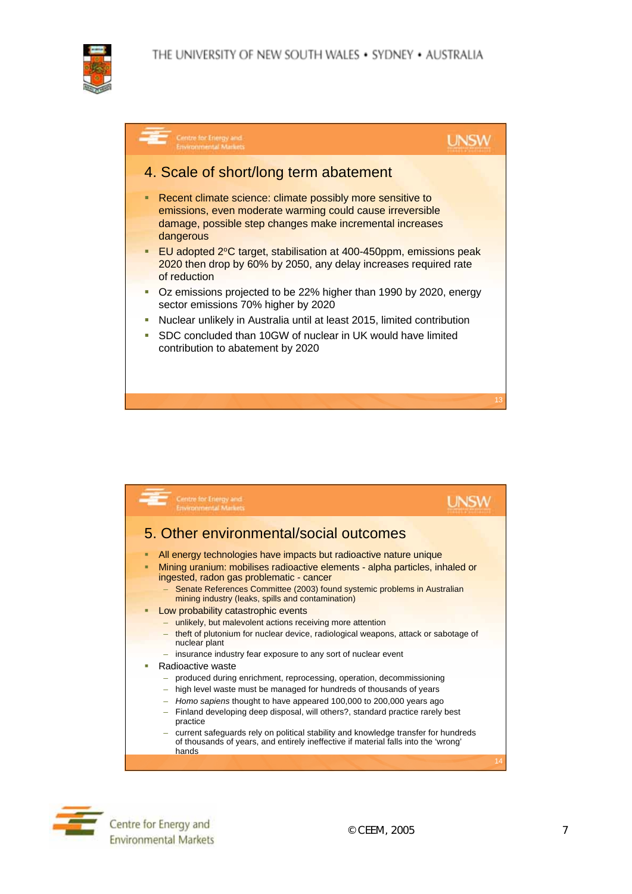## 4. Scale of short/long term abatement

- Recent climate science: climate possibly more sensitive to emissions, even moderate warming could cause irreversible damage, possible step changes make incremental increases dangerous
- EU adopted 2ºC target, stabilisation at 400-450ppm, emissions peak 2020 then drop by 60% by 2050, any delay increases required rate of reduction
- Oz emissions projected to be 22% higher than 1990 by 2020, energy sector emissions 70% higher by 2020
- Nuclear unlikely in Australia until at least 2015, limited contribution
- SDC concluded than 10GW of nuclear in UK would have limited contribution to abatement by 2020

## 5. Other environmental/social outcomes

- All energy technologies have impacts but radioactive nature unique
- Mining uranium: mobilises radioactive elements - alpha particles, inhaled or ingested, radon gas problematic - cancer
  - Senate References Committee (2003) found systemic problems in Australian mining industry (leaks, spills and contamination)
- Low probability catastrophic events
  - unlikely, but malevolent actions receiving more attention
  - theft of plutonium for nuclear device, radiological weapons, attack or sabotage of nuclear plant
  - insurance industry fear exposure to any sort of nuclear event
- Radioactive waste
  - produced during enrichment, reprocessing, operation, decommissioning
  - high level waste must be managed for hundreds of thousands of years
  - *Homo sapiens* thought to have appeared 100,000 to 200,000 years ago
  - Finland developing deep disposal, will others?, standard practice rarely best practice
  - current safeguards rely on political stability and knowledge transfer for hundreds of thousands of years, and entirely ineffective if material falls into the 'wrong' hands

© CEEM, 2005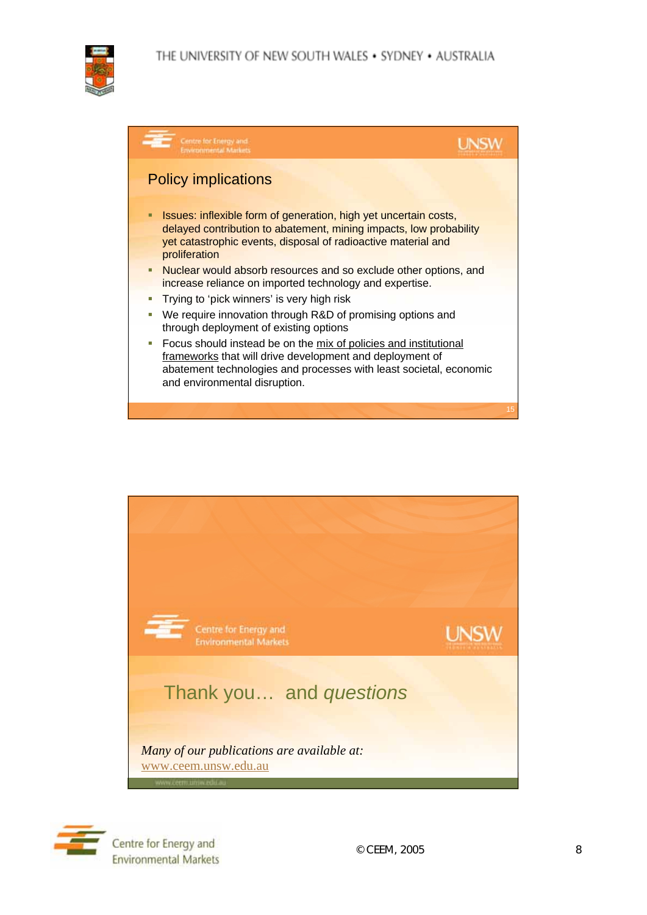## Policy implications

- Issues: inflexible form of generation, high yet uncertain costs, delayed contribution to abatement, mining impacts, low probability yet catastrophic events, disposal of radioactive material and proliferation
- Nuclear would absorb resources and so exclude other options, and increase reliance on imported technology and expertise.
- Trying to ‘pick winners’ is very high risk
- We require innovation through R&D of promising options and through deployment of existing options
- Focus should instead be on the mix of policies and institutional frameworks that will drive development and deployment of abatement technologies and processes with least societal, economic and environmental disruption.

## Thank you… and *questions*

*Many of our publications are available at:*
www.ceem.unsw.edu.au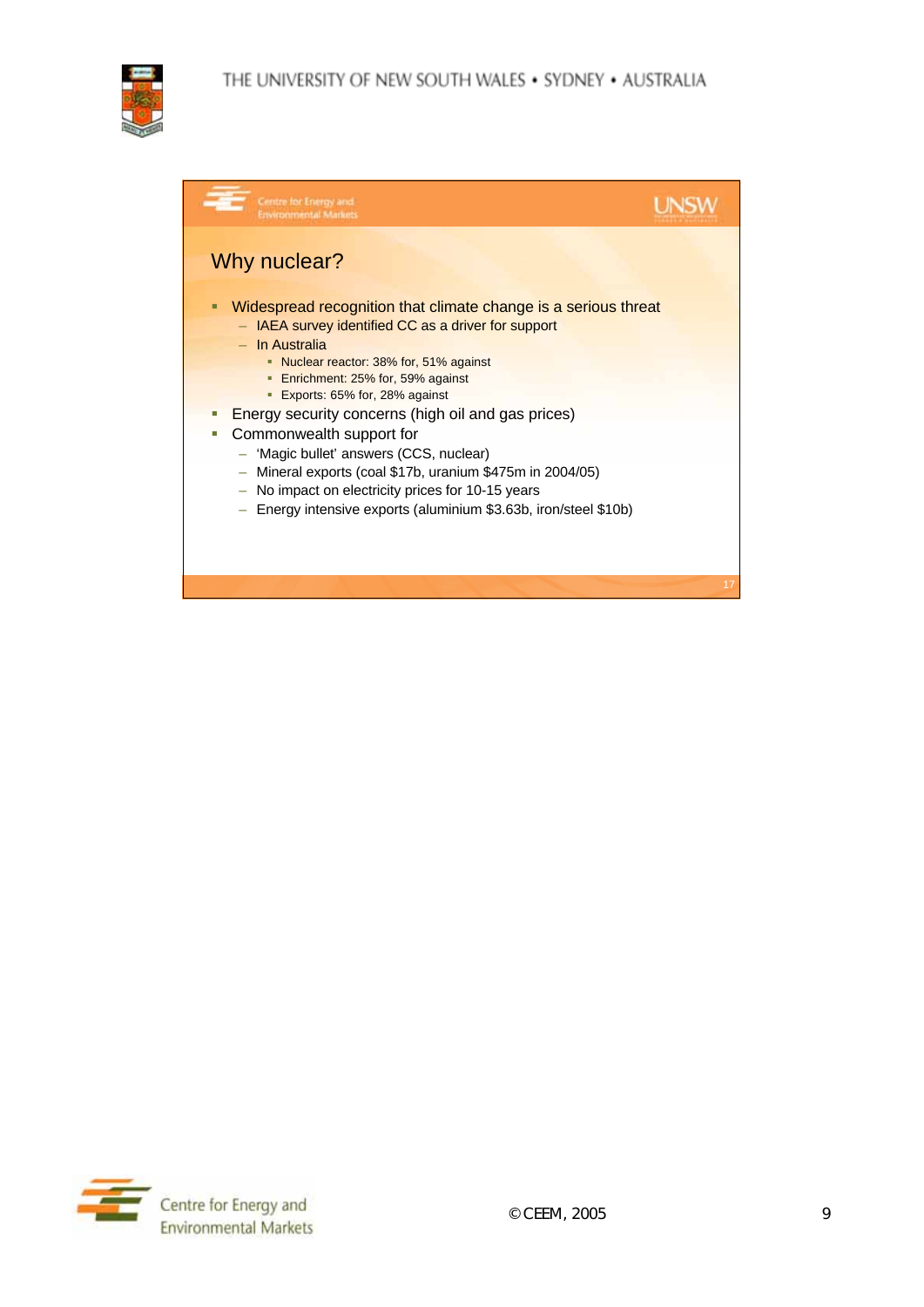## Why nuclear?

- Widespread recognition that climate change is a serious threat
  - IAEA survey identified CC as a driver for support
  - In Australia
    - Nuclear reactor: 38% for, 51% against
    - Enrichment: 25% for, 59% against
    - Exports: 65% for, 28% against
- Energy security concerns (high oil and gas prices)
- Commonwealth support for
  - 'Magic bullet' answers (CCS, nuclear)
  - Mineral exports (coal $17b, uranium $475m in 2004/05)
  - No impact on electricity prices for 10-15 years
  - Energy intensive exports (aluminium $3.63b, iron/steel $10b)